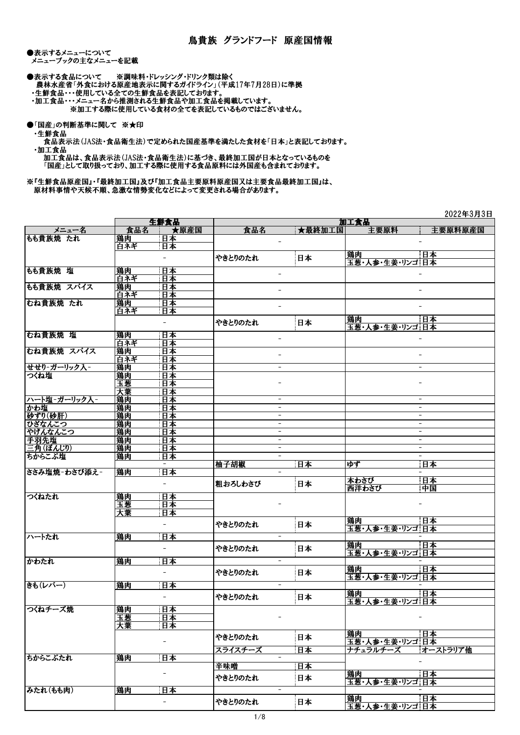# 鳥貴族 グランドフード 原産国情報

●表示するメニューについて
　メニューブックの主なメニューを記載

●表示する食品について　　※調味料・ドレッシング・ドリンク類は除く
　農林水産省「外食における原産地表示に関するガイドライン」(平成17年7月28日)に準拠
・生鮮食品・・・使用している全ての生鮮食品を表記しております。
・加工食品・・・メニュー名から推測される生鮮食品や加工食品を掲載しています。
　　　　※加工する際に使用している食材の全てを表記しているものではございません。

●「国産」の判断基準に関して　※★印
・生鮮食品
　食品表示法(JAS法・食品衛生法)で定められた国産基準を満たした食材を「日本」と表記しております。
・加工食品
　加工食品は、食品表示法(JAS法・食品衛生法)に基づき、最終加工国が日本となっているものを
　「国産」として取り扱っており、加工する際に使用する食品原料には外国産も含まれております。

※『生鮮食品原産国』・『最終加工国』及び『加工食品主要原料原産国又は主要食品最終加工国』は、
　原材料事情や天候不順、急激な情勢変化などによって変更される場合があります。

2022年3月3日

| | 生鮮食品 | | 加工食品 | | | |
|---|---|---|---|---|---|---|
| メニュー名 | 食品名 | ★原産国 | 食品名 | ★最終加工国 | 主要原料 | 主要原料原産国 |
| もも貴族焼　たれ | 鶏肉 | 日本 | - | | - | |
| | 白ネギ | 日本 | | | | |
| | - | | やきとりのたれ | 日本 | 鶏肉 | 日本 |
| | | | | | 玉葱・人参・生姜・リンゴ | 日本 |
| もも貴族焼　塩 | 鶏肉 | 日本 | - | | - | |
| | 白ネギ | 日本 | | | | |
| もも貴族焼　スパイス | 鶏肉 | 日本 | - | | - | |
| | 白ネギ | 日本 | | | | |
| むね貴族焼　たれ | 鶏肉 | 日本 | - | | - | |
| | 白ネギ | 日本 | | | | |
| | - | | やきとりのたれ | 日本 | 鶏肉 | 日本 |
| | | | | | 玉葱・人参・生姜・リンゴ | 日本 |
| むね貴族焼　塩 | 鶏肉 | 日本 | - | | - | |
| | 白ネギ | 日本 | | | | |
| むね貴族焼　スパイス | 鶏肉 | 日本 | - | | - | |
| | 白ネギ | 日本 | | | | |
| せせり-ガーリック入- | 鶏肉 | 日本 | - | | - | |
| つくね塩 | 鶏肉 | 日本 | - | | - | |
| | 玉葱 | 日本 | | | | |
| | 大葉 | 日本 | | | | |
| ハート塩-ガーリック入- | 鶏肉 | 日本 | - | | - | |
| かわ塩 | 鶏肉 | 日本 | - | | - | |
| 砂ずり(砂肝) | 鶏肉 | 日本 | - | | - | |
| ひざなんこつ | 鶏肉 | 日本 | - | | - | |
| やげんなんこつ | 鶏肉 | 日本 | - | | - | |
| 手羽先塩 | 鶏肉 | 日本 | - | | - | |
| 三角(ぼんじり) | 鶏肉 | 日本 | - | | - | |
| ちからこぶ塩 | 鶏肉 | 日本 | - | | - | |
| | - | | 柚子胡椒 | 日本 | ゆず | 日本 |
| ささみ塩焼-わさび添え- | 鶏肉 | 日本 | - | | - | |
| | - | | 粗おろしわさび | 日本 | 本わさび | 日本 |
| | | | | | 西洋わさび | 中国 |
| つくねたれ | 鶏肉 | 日本 | - | | - | |
| | 玉葱 | 日本 | | | | |
| | 大葉 | 日本 | | | | |
| | - | | やきとりのたれ | 日本 | 鶏肉 | 日本 |
| | | | | | 玉葱・人参・生姜・リンゴ | 日本 |
| ハートたれ | 鶏肉 | 日本 | - | | - | |
| | - | | やきとりのたれ | 日本 | 鶏肉 | 日本 |
| | | | | | 玉葱・人参・生姜・リンゴ | 日本 |
| かわたれ | 鶏肉 | 日本 | - | | - | |
| | - | | やきとりのたれ | 日本 | 鶏肉 | 日本 |
| | | | | | 玉葱・人参・生姜・リンゴ | 日本 |
| きも(レバー) | 鶏肉 | 日本 | - | | - | |
| | - | | やきとりのたれ | 日本 | 鶏肉 | 日本 |
| | | | | | 玉葱・人参・生姜・リンゴ | 日本 |
| つくねチーズ焼 | 鶏肉 | 日本 | - | | - | |
| | 玉葱 | 日本 | | | | |
| | 大葉 | 日本 | | | | |
| | - | | やきとりのたれ | 日本 | 鶏肉 | 日本 |
| | | | | | 玉葱・人参・生姜・リンゴ | 日本 |
| | | | スライスチーズ | 日本 | ナチュラルチーズ | オーストラリア他 |
| ちからこぶたれ | 鶏肉 | 日本 | - | | - | |
| | - | | 辛味噌 | 日本 | | |
| | | | やきとりのたれ | 日本 | 鶏肉 | 日本 |
| | | | | | 玉葱・人参・生姜・リンゴ | 日本 |
| みたれ(もも肉) | 鶏肉 | 日本 | - | | - | |
| | - | | やきとりのたれ | 日本 | 鶏肉 | 日本 |
| | | | | | 玉葱・人参・生姜・リンゴ | 日本 |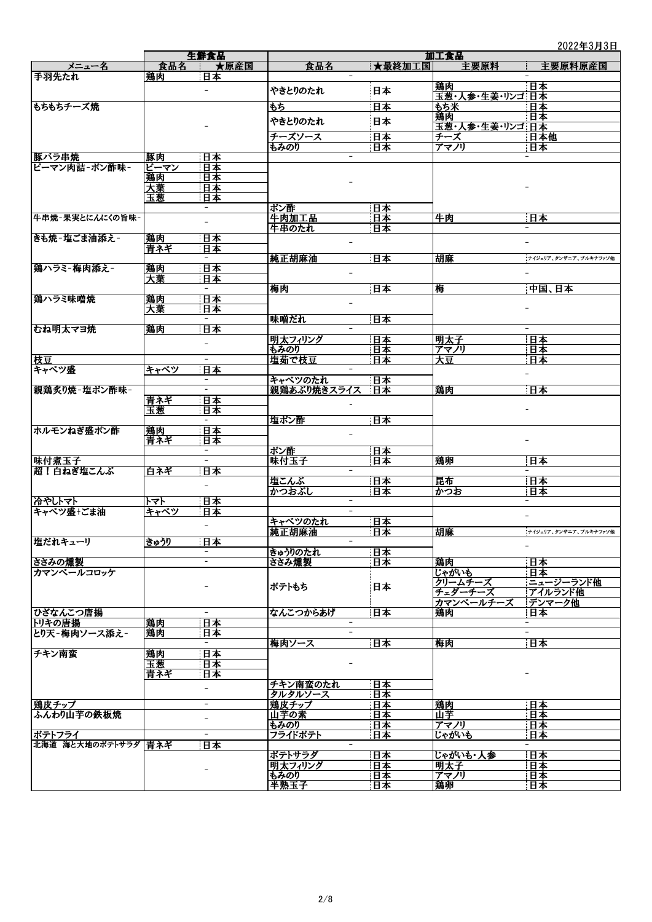2022年3月3日

| メニュー名 | 生鮮食品 | | 加工食品 | | | |
|---|---|---|---|---|---|---|
| | 食品名 | ★原産国 | 食品名 | ★最終加工国 | 主要原料 | 主要原料原産国 |
| 手羽先たれ | 鶏肉 | 日本 | - | | - | |
| | - | | やきとりのたれ | 日本 | 鶏肉 | 日本 |
| | | | | | 玉葱・人参・生姜・リンゴ | 日本 |
| もちもちチーズ焼 | - | | もち | 日本 | もち米 | 日本 |
| | | | やきとりのたれ | 日本 | 鶏肉 | 日本 |
| | | | | | 玉葱・人参・生姜・リンゴ | 日本 |
| | | | チーズソース | 日本 | チーズ | 日本他 |
| | | | もみのり | 日本 | アマノリ | 日本 |
| 豚バラ串焼 | 豚肉 | 日本 | - | | - | |
| ピーマン肉詰-ポン酢味- | ピーマン | 日本 | - | | - | |
| | 鶏肉 | 日本 | | | | |
| | 大葉 | 日本 | | | | |
| | 玉葱 | 日本 | | | | |
| | - | | ポン酢 | 日本 | | |
| 牛串焼-果実とにんにくの旨味- | - | | 牛肉加工品 | 日本 | 牛肉 | 日本 |
| | | | 牛串のたれ | 日本 | - | |
| きも焼-塩ごま油添え- | 鶏肉 | 日本 | - | | - | |
| | 青ネギ | 日本 | | | | |
| | - | | 純正胡麻油 | 日本 | 胡麻 | ナイジェリア、タンザニア、ブルキナファソ他 |
| 鶏ハラミ-梅肉添え- | 鶏肉 | 日本 | - | | - | |
| | 大葉 | 日本 | | | | |
| | - | | 梅肉 | 日本 | 梅 | 中国、日本 |
| 鶏ハラミ味噌焼 | 鶏肉 | 日本 | - | | - | |
| | 大葉 | 日本 | | | | |
| | - | | 味噌だれ | 日本 | | |
| むね明太マヨ焼 | 鶏肉 | 日本 | - | | - | |
| | - | | 明太フィリング | 日本 | 明太子 | 日本 |
| | | | もみのり | 日本 | アマノリ | 日本 |
| 枝豆 | - | | 塩茹で枝豆 | 日本 | 大豆 | 日本 |
| キャベツ盛 | キャベツ | 日本 | - | | - | |
| | - | | キャベツのたれ | 日本 | | |
| 親鶏炙り焼-塩ポン酢味- | - | | 親鶏あぶり焼きスライス | 日本 | 鶏肉 | 日本 |
| | 青ネギ | 日本 | - | | - | |
| | 玉葱 | 日本 | | | | |
| | - | | 塩ポン酢 | 日本 | | |
| ホルモンねぎ盛ポン酢 | 鶏肉 | 日本 | - | | - | |
| | 青ネギ | 日本 | | | | |
| | - | | ポン酢 | 日本 | | |
| 味付煮玉子 | - | | 味付玉子 | 日本 | 鶏卵 | 日本 |
| 超！白ねぎ塩こんぶ | 白ネギ | 日本 | - | | - | |
| | - | | 塩こんぶ | 日本 | 昆布 | 日本 |
| | | | かつおぶし | 日本 | かつお | 日本 |
| 冷やしトマト | トマト | 日本 | - | | - | |
| キャベツ盛+ごま油 | キャベツ | 日本 | - | | - | |
| | - | | キャベツのたれ | 日本 | | |
| | | | 純正胡麻油 | 日本 | 胡麻 | ナイジェリア、タンザニア、ブルキナファソ他 |
| 塩だれキューリ | きゅうり | 日本 | - | | - | |
| | - | | きゅうりのたれ | 日本 | | |
| ささみの燻製 | - | | ささみ燻製 | 日本 | 鶏肉 | 日本 |
| カマンベールコロッケ | - | | ポテトもち | 日本 | じゃがいも | 日本 |
| | | | | | クリームチーズ | ニュージーランド他 |
| | | | | | チェダーチーズ | アイルランド他 |
| | | | | | カマンベールチーズ | デンマーク他 |
| ひざなんこつ唐揚 | - | | なんこつからあげ | 日本 | 鶏肉 | 日本 |
| トリキの唐揚 | 鶏肉 | 日本 | - | | - | |
| とり天-梅肉ソース添え- | 鶏肉 | 日本 | - | | - | |
| | - | | 梅肉ソース | 日本 | 梅肉 | 日本 |
| チキン南蛮 | 鶏肉 | 日本 | - | | - | |
| | 玉葱 | 日本 | | | | |
| | 青ネギ | 日本 | | | | |
| | - | | チキン南蛮のたれ | 日本 | | |
| | | | タルタルソース | 日本 | | |
| 鶏皮チップ | - | | 鶏皮チップ | 日本 | 鶏肉 | 日本 |
| ふんわり山芋の鉄板焼 | - | | 山芋の素 | 日本 | 山芋 | 日本 |
| | | | もみのり | 日本 | アマノリ | 日本 |
| ポテトフライ | - | | フライドポテト | 日本 | じゃがいも | 日本 |
| 北海道 海と大地のポテトサラダ | 青ネギ | 日本 | - | | - | |
| | - | | ポテトサラダ | 日本 | じゃがいも・人参 | 日本 |
| | | | 明太フィリング | 日本 | 明太子 | 日本 |
| | | | もみのり | 日本 | アマノリ | 日本 |
| | | | 半熟玉子 | 日本 | 鶏卵 | 日本 |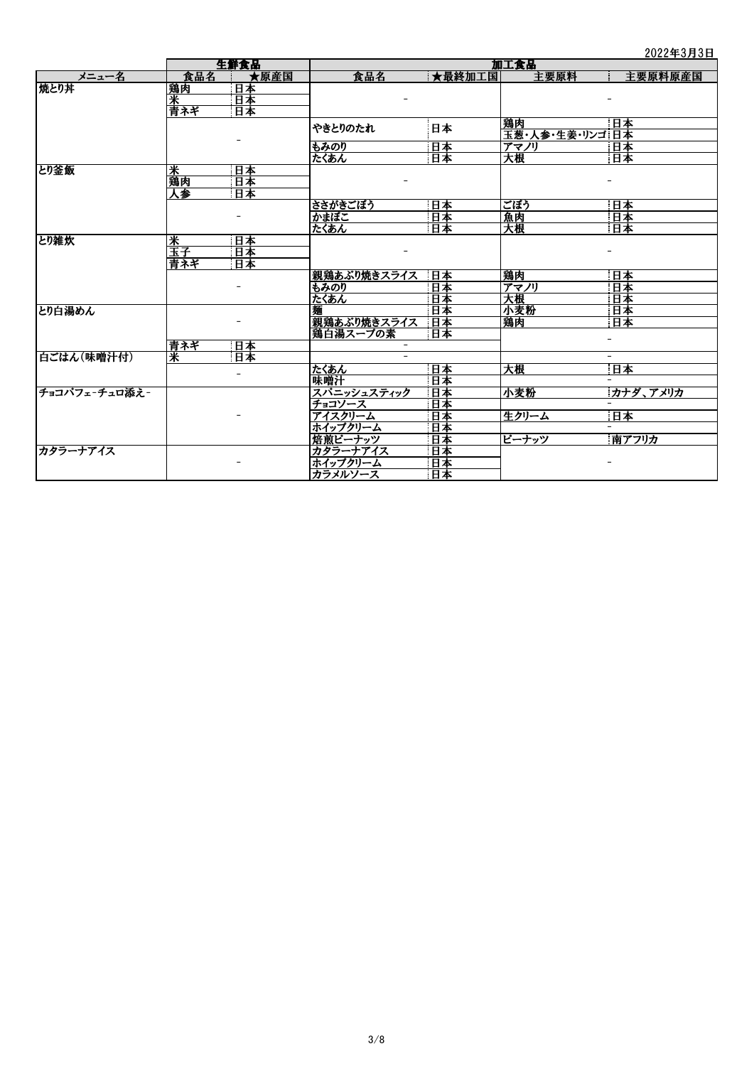2022年3月3日

| メニュー名 | 生鮮食品 | | 加工食品 | | | |
|---|---|---|---|---|---|---|
| | 食品名 | ★原産国 | 食品名 | ★最終加工国 | 主要原料 | 主要原料原産国 |
| 焼とり丼 | 鶏肉 | 日本 | - | | - | |
| | 米 | 日本 | | | | |
| | 青ネギ | 日本 | | | | |
| | - | | やきとりのたれ | 日本 | 鶏肉 | 日本 |
| | | | | | 玉葱・人参・生姜・リンゴ | 日本 |
| | | | もみのり | 日本 | アマノリ | 日本 |
| | | | たくあん | 日本 | 大根 | 日本 |
| とり釜飯 | 米 | 日本 | - | | - | |
| | 鶏肉 | 日本 | | | | |
| | 人参 | 日本 | | | | |
| | - | | ささがきごぼう | 日本 | ごぼう | 日本 |
| | | | かまぼこ | 日本 | 魚肉 | 日本 |
| | | | たくあん | 日本 | 大根 | 日本 |
| とり雑炊 | 米 | 日本 | - | | - | |
| | 玉子 | 日本 | | | | |
| | 青ネギ | 日本 | | | | |
| | - | | 親鶏あぶり焼きスライス | 日本 | 鶏肉 | 日本 |
| | | | もみのり | 日本 | アマノリ | 日本 |
| | | | たくあん | 日本 | 大根 | 日本 |
| とり白湯めん | - | | 麺 | 日本 | 小麦粉 | 日本 |
| | | | 親鶏あぶり焼きスライス | 日本 | 鶏肉 | 日本 |
| | | | 鶏白湯スープの素 | 日本 | - | |
| | 青ネギ | 日本 | - | | | |
| 白ごはん(味噌汁付) | 米 | 日本 | - | | - | |
| | - | | たくあん | 日本 | 大根 | 日本 |
| | | | 味噌汁 | 日本 | - | |
| チョコパフェ-チュロ添え- | - | | スパニッシュスティック | 日本 | 小麦粉 | カナダ、アメリカ |
| | | | チョコソース | 日本 | - | |
| | | | アイスクリーム | 日本 | 生クリーム | 日本 |
| | | | ホイップクリーム | 日本 | - | |
| | | | 焙煎ピーナッツ | 日本 | ピーナッツ | 南アフリカ |
| カタラーナアイス | - | | カタラーナアイス | 日本 | - | |
| | | | ホイップクリーム | 日本 | | |
| | | | カラメルソース | 日本 | | |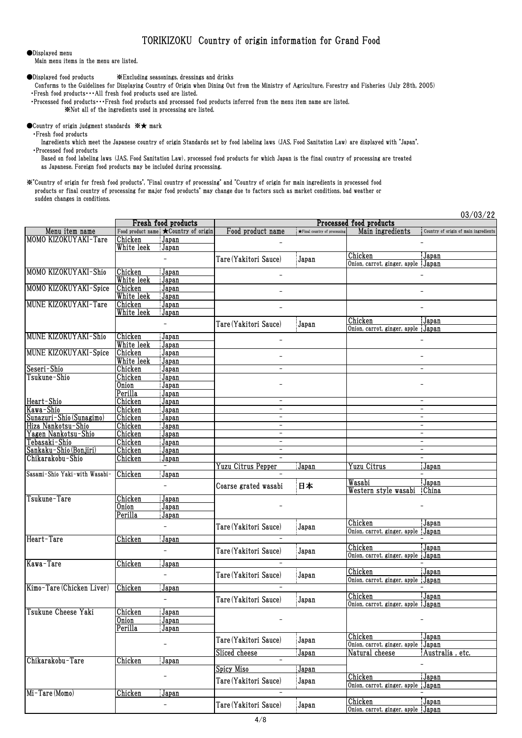# TORIKIZOKU Country of origin information for Grand Food

●Displayed menu
Main menu items in the menu are listed.

●Displayed food products ※Excluding seasonings, dressings and drinks
Conforms to the Guidelines for Displaying Country of Origin when Dining Out from the Ministry of Agriculture, Forestry and Fisheries (July 28th, 2005)
・Fresh food products・・・All fresh food products used are listed.
・Processed food products・・・Fresh food products and processed food products inferred from the menu item name are listed.
※Not all of the ingredients used in processing are listed.

●Country of origin judgment standards ※★ mark
・Fresh food products
Ingredients which meet the Japanese country of origin Standards set by food labeling laws (JAS, Food Sanitation Law) are displayed with "Japan".
・Processed food products
Based on food labeling laws (JAS, Food Sanitation Law), processed food products for which Japan is the final country of processing are treated as Japanese. Foreign food products may be included during processing.

※"Country of origin for fresh food products", "Final country of processing" and "Country of origin for main ingredients in processed food products or final country of processing for major food products" may change due to factors such as market conditions, bad weather or sudden changes in conditions.

03/03/22

| | Fresh food products | | Processed food products | | | |
|---|---|---|---|---|---|---|
| Menu item name | Food product name | ★Country of origin | Food product name | ★Final country of processing | Main ingredients | Country of origin of main ingredients |
| MOMO KIZOKUYAKI-Tare | Chicken | Japan | - | | | - |
| | White leek | Japan | | | | |
| | | - | Tare(Yakitori Sauce) | Japan | Chicken | Japan |
| | | | | | Onion, carrot, ginger, apple | Japan |
| MOMO KIZOKUYAKI-Shio | Chicken | Japan | - | | | - |
| | White leek | Japan | | | | |
| MOMO KIZOKUYAKI-Spice | Chicken | Japan | - | | | - |
| | White leek | Japan | | | | |
| MUNE KIZOKUYAKI-Tare | Chicken | Japan | - | | | - |
| | White leek | Japan | | | | |
| | | - | Tare(Yakitori Sauce) | Japan | Chicken | Japan |
| | | | | | Onion, carrot, ginger, apple | Japan |
| MUNE KIZOKUYAKI-Shio | Chicken | Japan | - | | | - |
| | White leek | Japan | | | | |
| MUNE KIZOKUYAKI-Spice | Chicken | Japan | - | | | - |
| | White leek | Japan | | | | |
| Seseri-Shio | Chicken | Japan | - | | | - |
| Tsukune-Shio | Chicken | Japan | - | | | - |
| | Onion | Japan | | | | |
| | Perilla | Japan | | | | |
| Heart-Shio | Chicken | Japan | - | | | - |
| Kawa-Shio | Chicken | Japan | - | | | - |
| Sunazuri-Shio(Sunagimo) | Chicken | Japan | - | | | - |
| Hiza Nankotsu-Shio | Chicken | Japan | - | | | - |
| Yagen Nankotsu-Shio | Chicken | Japan | - | | | - |
| Tebasaki-Shio | Chicken | Japan | - | | | - |
| Sankaku-Shio(Bonjiri) | Chicken | Japan | - | | | - |
| Chikarakobu-Shio | Chicken | Japan | - | | | - |
| | | - | Yuzu Citrus Pepper | Japan | Yuzu Citrus | Japan |
| Sasami-Shio Yaki-with Wasabi- | Chicken | Japan | - | | | - |
| | | - | Coarse grated wasabi | 日本 | Wasabi | Japan |
| | | | | | Western style wasabi | China |
| Tsukune-Tare | Chicken | Japan | - | | | - |
| | Onion | Japan | | | | |
| | Perilla | Japan | | | | |
| | | - | Tare(Yakitori Sauce) | Japan | Chicken | Japan |
| | | | | | Onion, carrot, ginger, apple | Japan |
| Heart-Tare | Chicken | Japan | - | | | - |
| | | - | Tare(Yakitori Sauce) | Japan | Chicken | Japan |
| | | | | | Onion, carrot, ginger, apple | Japan |
| Kawa-Tare | Chicken | Japan | - | | | - |
| | | - | Tare(Yakitori Sauce) | Japan | Chicken | Japan |
| | | | | | Onion, carrot, ginger, apple | Japan |
| Kimo-Tare(Chicken Liver) | Chicken | Japan | - | | | - |
| | | - | Tare(Yakitori Sauce) | Japan | Chicken | Japan |
| | | | | | Onion, carrot, ginger, apple | Japan |
| Tsukune Cheese Yaki | Chicken | Japan | - | | | - |
| | Onion | Japan | | | | |
| | Perilla | Japan | | | | |
| | | - | Tare(Yakitori Sauce) | Japan | Chicken | Japan |
| | | | | | Onion, carrot, ginger, apple | Japan |
| | | | Sliced cheese | Japan | Natural cheese | Australia , etc. |
| Chikarakobu-Tare | Chicken | Japan | - | | | - |
| | | - | Spicy Miso | Japan | | |
| | | | Tare(Yakitori Sauce) | Japan | Chicken | Japan |
| | | | | | Onion, carrot, ginger, apple | Japan |
| Mi-Tare(Momo) | Chicken | Japan | - | | | - |
| | | - | Tare(Yakitori Sauce) | Japan | Chicken | Japan |
| | | | | | Onion, carrot, ginger, apple | Japan |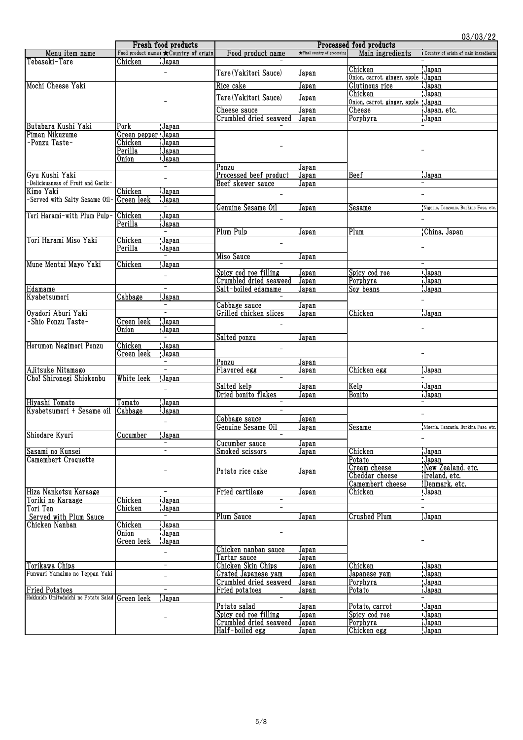03/03/22

| Menu item name | Fresh food products | | Processed food products | | | |
|---|---|---|---|---|---|---|
| | Food product name | ★Country of origin | Food product name | ★Final country of processing | Main ingredients | Country of origin of main ingredients |
| Tebasaki-Tare | Chicken | Japan | - | | - | |
| | - | | Tare(Yakitori Sauce) | Japan | Chicken | Japan |
| | | | | | Onion, carrot, ginger, apple | Japan |
| Mochi Cheese Yaki | - | | Rice cake | Japan | Glutinous rice | Japan |
| | | | Tare(Yakitori Sauce) | Japan | Chicken | Japan |
| | | | | | Onion, carrot, ginger, apple | Japan |
| | | | Cheese sauce | Japan | Cheese | Japan, etc. |
| | | | Crumbled dried seaweed | Japan | Porphyra | Japan |
| Butabara Kushi Yaki | Pork | Japan | - | | - | |
| Piman Nikuzume -Ponzu Taste- | Green pepper | Japan | - | | - | |
| | Chicken | Japan | | | | |
| | Perilla | Japan | | | | |
| | Onion | Japan | | | | |
| | - | | Ponzu | Japan | | |
| Gyu Kushi Yaki -Deliciousness of Fruit and Garlic- | - | | Processed beef product | Japan | Beef | Japan |
| | | | Beef skewer sauce | Japan | - | |
| Kimo Yaki -Served with Salty Sesame Oil- | Chicken | Japan | - | | - | |
| | Green leek | Japan | | | | |
| | - | | Genuine Sesame Oil | Japan | Sesame | Nigeria, Tanzania, Burkina Faso, etc. |
| Tori Harami-with Plum Pulp- | Chicken | Japan | - | | - | |
| | Perilla | Japan | | | | |
| | - | | Plum Pulp | Japan | Plum | China, Japan |
| Tori Harami Miso Yaki | Chicken | Japan | - | | - | |
| | Perilla | Japan | | | | |
| | - | | Miso Sauce | Japan | | |
| Mune Mentai Mayo Yaki | Chicken | Japan | - | | - | |
| | - | | Spicy cod roe filling | Japan | Spicy cod roe | Japan |
| | | | Crumbled dried seaweed | Japan | Porphyra | Japan |
| Edamame | - | | Salt-boiled edamame | Japan | Soy beans | Japan |
| Kyabetsumori | Cabbage | Japan | - | | - | |
| | - | | Cabbage sauce | Japan | | |
| Oyadori Aburi Yaki -Shio Ponzu Taste- | - | | Grilled chicken slices | Japan | Chicken | Japan |
| | Green leek | Japan | - | | - | |
| | Onion | Japan | | | | |
| | - | | Salted ponzu | Japan | | |
| Horumon Negimori Ponzu | Chicken | Japan | - | | - | |
| | Green leek | Japan | | | | |
| | - | | Ponzu | Japan | | |
| Ajitsuke Nitamago | - | | Flavored egg | Japan | Chicken egg | Japan |
| Cho! Shironegi Shiokonbu | White leek | Japan | - | | - | |
| | - | | Salted kelp | Japan | Kelp | Japan |
| | | | Dried bonito flakes | Japan | Bonito | Japan |
| Hiyashi Tomato | Tomato | Japan | - | | - | |
| Kyabetsumori + Sesame oil | Cabbage | Japan | - | | - | |
| | - | | Cabbage sauce | Japan | | |
| | | | Genuine Sesame Oil | Japan | Sesame | Nigeria, Tanzania, Burkina Faso, etc. |
| Shiodare Kyuri | Cucumber | Japan | - | | - | |
| | - | | Cucumber sauce | Japan | | |
| Sasami no Kunsei | - | | Smoked scissors | Japan | Chicken | Japan |
| Camembert Croquette | - | | Potato rice cake | Japan | Potato | Japan |
| | | | | | Cream cheese | New Zealand, etc. |
| | | | | | Cheddar cheese | Ireland, etc. |
| | | | | | Camembert cheese | Denmark, etc. |
| Hiza Nankotsu Karaage | - | | Fried cartilage | Japan | Chicken | Japan |
| Toriki no Karaage | Chicken | Japan | - | | - | |
| Tori Ten Served with Plum Sauce | Chicken | Japan | - | | - | |
| | - | | Plum Sauce | Japan | Crushed Plum | Japan |
| Chicken Nanban | Chicken | Japan | - | | - | |
| | Onion | Japan | | | | |
| | Green leek | Japan | | | | |
| | - | | Chicken nanban sauce | Japan | | |
| | | | Tartar sauce | Japan | | |
| Torikawa Chips | - | | Chicken Skin Chips | Japan | Chicken | Japan |
| Funwari Yamaimo no Teppan Yaki | - | | Grated Japanese yam | Japan | Japanese yam | Japan |
| | | | Crumbled dried seaweed | Japan | Porphyra | Japan |
| Fried Potatoes | - | | Fried potatoes | Japan | Potato | Japan |
| Hokkaido Umitodaichi no Potato Salad | Green leek | Japan | - | | - | |
| | - | | Potato salad | Japan | Potato, carrot | Japan |
| | | | Spicy cod roe filling | Japan | Spicy cod roe | Japan |
| | | | Crumbled dried seaweed | Japan | Porphyra | Japan |
| | | | Half-boiled egg | Japan | Chicken egg | Japan |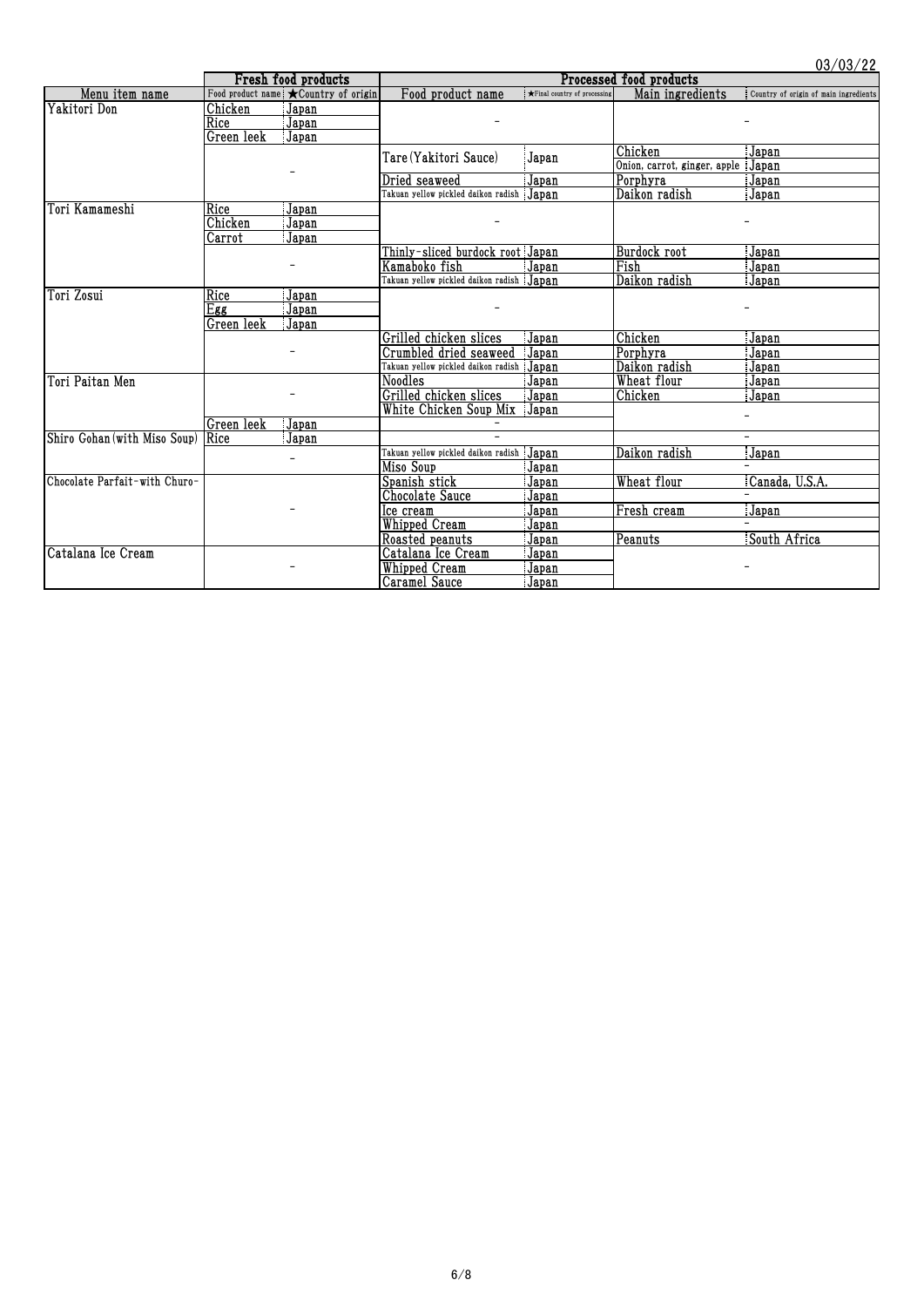03/03/22

| Menu item name | Fresh food products | | Processed food products | | | |
|---|---|---|---|---|---|---|
| | Food product name | ★Country of origin | Food product name | ★Final country of processing | Main ingredients | Country of origin of main ingredients |
| Yakitori Don | Chicken | Japan | - | | - | |
| | Rice | Japan | | | | |
| | Green leek | Japan | | | | |
| | - | | Tare (Yakitori Sauce) | Japan | Chicken | Japan |
| | | | | | Onion, carrot, ginger, apple | Japan |
| | | | Dried seaweed | Japan | Porphyra | Japan |
| | | | Takuan yellow pickled daikon radish | Japan | Daikon radish | Japan |
| Tori Kamameshi | Rice | Japan | - | | - | |
| | Chicken | Japan | | | | |
| | Carrot | Japan | | | | |
| | - | | Thinly-sliced burdock root | Japan | Burdock root | Japan |
| | | | Kamaboko fish | Japan | Fish | Japan |
| | | | Takuan yellow pickled daikon radish | Japan | Daikon radish | Japan |
| Tori Zosui | Rice | Japan | - | | - | |
| | Egg | Japan | | | | |
| | Green leek | Japan | | | | |
| | - | | Grilled chicken slices | Japan | Chicken | Japan |
| | | | Crumbled dried seaweed | Japan | Porphyra | Japan |
| | | | Takuan yellow pickled daikon radish | Japan | Daikon radish | Japan |
| Tori Paitan Men | - | | Noodles | Japan | Wheat flour | Japan |
| | | | Grilled chicken slices | Japan | Chicken | Japan |
| | | | White Chicken Soup Mix | Japan | - | |
| | Green leek | Japan | - | | | |
| Shiro Gohan (with Miso Soup) | Rice | Japan | - | | - | |
| | - | | Takuan yellow pickled daikon radish | Japan | Daikon radish | Japan |
| | | | Miso Soup | Japan | - | |
| Chocolate Parfait-with Churo- | - | | Spanish stick | Japan | Wheat flour | Canada, U.S.A. |
| | | | Chocolate Sauce | Japan | - | |
| | | | Ice cream | Japan | Fresh cream | Japan |
| | | | Whipped Cream | Japan | - | |
| | | | Roasted peanuts | Japan | Peanuts | South Africa |
| Catalana Ice Cream | - | | Catalana Ice Cream | Japan | - | |
| | | | Whipped Cream | Japan | | |
| | | | Caramel Sauce | Japan | | |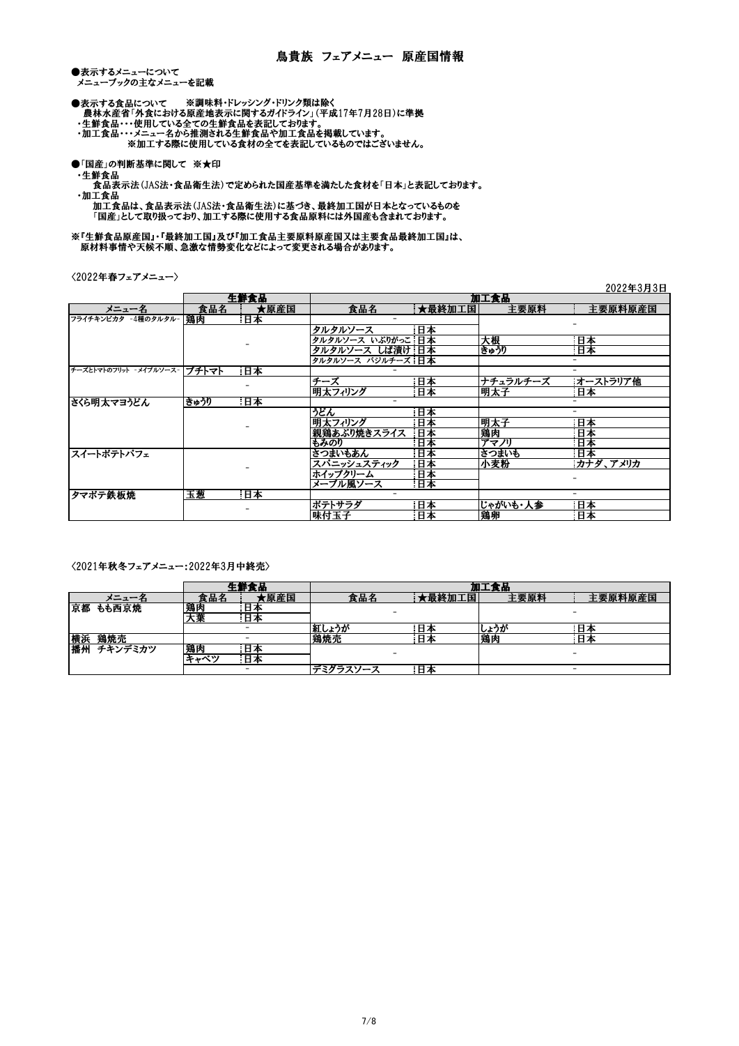# 鳥貴族 フェアメニュー 原産国情報

●表示するメニューについて
　メニューブックの主なメニューを記載

●表示する食品について　　※調味料・ドレッシング・ドリンク類は除く
　農林水産省「外食における原産地表示に関するガイドライン」(平成17年7月28日)に準拠
・生鮮食品・・・使用している全ての生鮮食品を表記しております。
・加工食品・・・メニュー名から推測される生鮮食品や加工食品を掲載しています。
　　　　　　※加工する際に使用している食材の全てを表記しているものではございません。

●「国産」の判断基準に関して　※★印
・生鮮食品
　　食品表示法(JAS法・食品衛生法)で定められた国産基準を満たした食材を「日本」と表記しております。
・加工食品
　　加工食品は、食品表示法(JAS法・食品衛生法)に基づき、最終加工国が日本となっているものを
　　「国産」として取り扱っており、加工する際に使用する食品原料には外国産も含まれております。

※『生鮮食品原産国』・『最終加工国』及び『加工食品主要原料原産国又は主要食品最終加工国』は、
　原材料事情や天候不順、急激な情勢変化などによって変更される場合があります。

〈2022年春フェアメニュー〉

2022年3月3日

| | 生鮮食品 | | 加工食品 | | | |
|---|---|---|---|---|---|---|
| メニュー名 | 食品名 | ★原産国 | 食品名 | ★最終加工国 | 主要原料 | 主要原料原産国 |
| フライチキンピカタ -4種のタルタル- | 鶏肉 | 日本 | - | | - | |
| | - | | タルタルソース | 日本 | - | |
| | | | タルタルソース いぶりがっこ | 日本 | 大根 | 日本 |
| | | | タルタルソース しば漬け | 日本 | きゅうり | 日本 |
| | | | タルタルソース バジルチーズ | 日本 | - | |
| チーズとトマトのフリット -メイプルソース- | プチトマト | 日本 | - | | - | |
| | - | | チーズ | 日本 | ナチュラルチーズ | オーストラリア他 |
| | | | 明太フィリング | 日本 | 明太子 | 日本 |
| さくら明太マヨうどん | きゅうり | 日本 | - | | - | |
| | - | | うどん | 日本 | - | |
| | | | 明太フィリング | 日本 | 明太子 | 日本 |
| | | | 親鶏あぶり焼きスライス | 日本 | 鶏肉 | 日本 |
| | | | もみのり | 日本 | アマノリ | 日本 |
| スイートポテトパフェ | - | | さつまいもあん | 日本 | さつまいも | 日本 |
| | | | スパニッシュスティック | 日本 | 小麦粉 | カナダ、アメリカ |
| | | | ホイップクリーム | 日本 | - | |
| | | | メープル風ソース | 日本 | | |
| タマポテ鉄板焼 | 玉葱 | 日本 | - | | - | |
| | - | | ポテトサラダ | 日本 | じゃがいも・人参 | 日本 |
| | | | 味付玉子 | 日本 | 鶏卵 | 日本 |

〈2021年秋冬フェアメニュー:2022年3月中終売〉

| | 生鮮食品 | | 加工食品 | | | |
|---|---|---|---|---|---|---|
| メニュー名 | 食品名 | ★原産国 | 食品名 | ★最終加工国 | 主要原料 | 主要原料原産国 |
| 京都 もも西京焼 | 鶏肉 | 日本 | - | | - | |
| | 大葉 | 日本 | | | | |
| | - | | 紅しょうが | 日本 | しょうが | 日本 |
| 横浜 鶏焼売 | - | | 鶏焼売 | 日本 | 鶏肉 | 日本 |
| 播州 チキンデミカツ | 鶏肉 | 日本 | - | | - | |
| | キャベツ | 日本 | | | | |
| | - | | デミグラスソース | 日本 | - | |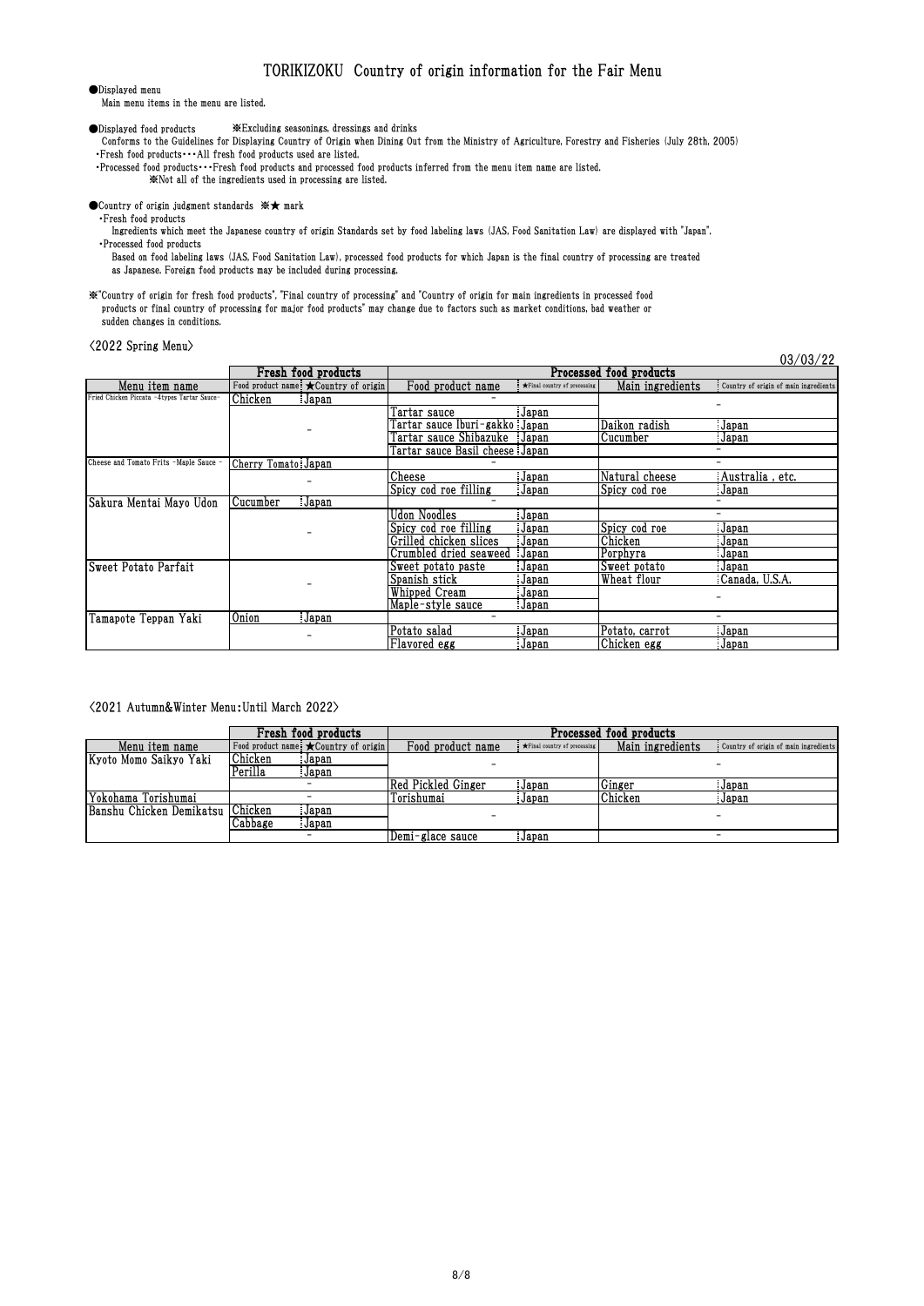# TORIKIZOKU Country of origin information for the Fair Menu

●Displayed menu
Main menu items in the menu are listed.

●Displayed food products ※Excluding seasonings, dressings and drinks
Conforms to the Guidelines for Displaying Country of Origin when Dining Out from the Ministry of Agriculture, Forestry and Fisheries (July 28th, 2005)
・Fresh food products･･･All fresh food products used are listed.
・Processed food products･･･Fresh food products and processed food products inferred from the menu item name are listed.
※Not all of the ingredients used in processing are listed.

●Country of origin judgment standards ※★ mark
・Fresh food products
Ingredients which meet the Japanese country of origin Standards set by food labeling laws (JAS, Food Sanitation Law) are displayed with "Japan".
・Processed food products
Based on food labeling laws (JAS, Food Sanitation Law), processed food products for which Japan is the final country of processing are treated as Japanese. Foreign food products may be included during processing.

※"Country of origin for fresh food products", "Final country of processing" and "Country of origin for main ingredients in processed food products or final country of processing for major food products" may change due to factors such as market conditions, bad weather or sudden changes in conditions.

〈2022 Spring Menu〉

03/03/22

| | Fresh food products | | Processed food products | | | |
|---|---|---|---|---|---|---|
| Menu item name | Food product name | ★Country of origin | Food product name | ★Final country of processing | Main ingredients | Country of origin of main ingredients |
| Fried Chicken Piccata -4types Tartar Sauce- | Chicken | Japan | - | | | |
| | - | | Tartar sauce | Japan | - | |
| | | | Tartar sauce Iburi-gakko | Japan | Daikon radish | Japan |
| | | | Tartar sauce Shibazuke | Japan | Cucumber | Japan |
| | | | Tartar sauce Basil cheese | Japan | - | |
| Cheese and Tomato Frits -Maple Sauce - | Cherry Tomato | Japan | - | | - | |
| | - | | Cheese | Japan | Natural cheese | Australia , etc. |
| | | | Spicy cod roe filling | Japan | Spicy cod roe | Japan |
| Sakura Mentai Mayo Udon | Cucumber | Japan | - | | - | |
| | - | | Udon Noodles | Japan | - | |
| | | | Spicy cod roe filling | Japan | Spicy cod roe | Japan |
| | | | Grilled chicken slices | Japan | Chicken | Japan |
| | | | Crumbled dried seaweed | Japan | Porphyra | Japan |
| Sweet Potato Parfait | - | | Sweet potato paste | Japan | Sweet potato | Japan |
| | | | Spanish stick | Japan | Wheat flour | Canada, U.S.A. |
| | | | Whipped Cream | Japan | - | |
| | | | Maple-style sauce | Japan | | |
| Tamapote Teppan Yaki | Onion | Japan | - | | - | |
| | - | | Potato salad | Japan | Potato, carrot | Japan |
| | | | Flavored egg | Japan | Chicken egg | Japan |

〈2021 Autumn&Winter Menu:Until March 2022〉

| | Fresh food products | | Processed food products | | | |
|---|---|---|---|---|---|---|
| Menu item name | Food product name | ★Country of origin | Food product name | ★Final country of processing | Main ingredients | Country of origin of main ingredients |
| Kyoto Momo Saikyo Yaki | Chicken | Japan | - | | - | |
| | Perilla | Japan | | | | |
| | - | | Red Pickled Ginger | Japan | Ginger | Japan |
| Yokohama Torishumai | - | | Torishumai | Japan | Chicken | Japan |
| Banshu Chicken Demikatsu | Chicken | Japan | - | | - | |
| | Cabbage | Japan | | | | |
| | - | | Demi-glace sauce | Japan | - | |